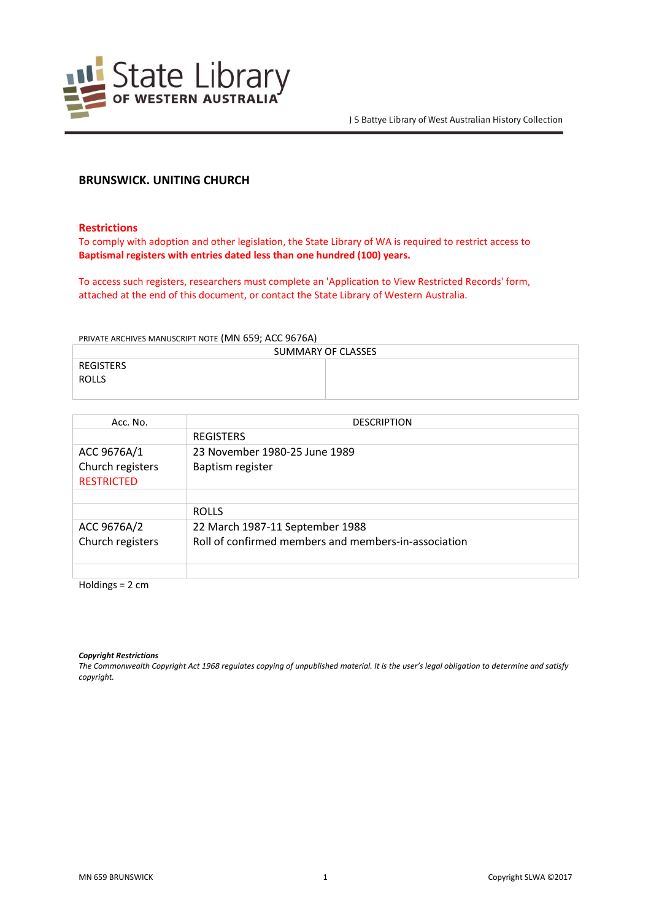J S Battye Library of West Australian History Collection

# BRUNSWICK. UNITING CHURCH

## Restrictions

To comply with adoption and other legislation, the State Library of WA is required to restrict access to **Baptismal registers with entries dated less than one hundred (100) years.**

To access such registers, researchers must complete an 'Application to View Restricted Records' form, attached at the end of this document, or contact the State Library of Western Australia.

PRIVATE ARCHIVES MANUSCRIPT NOTE (MN 659; ACC 9676A)

| SUMMARY OF CLASSES | |
|---|---|
| REGISTERS<br>ROLLS | |

| Acc. No. | DESCRIPTION |
|---|---|
| | REGISTERS |
| ACC 9676A/1<br>Church registers<br>RESTRICTED | 23 November 1980-25 June 1989<br>Baptism register |
| | |
| | ROLLS |
| ACC 9676A/2<br>Church registers | 22 March 1987-11 September 1988<br>Roll of confirmed members and members-in-association |
| | |

Holdings = 2 cm

***Copyright Restrictions***

*The Commonwealth Copyright Act 1968 regulates copying of unpublished material. It is the user's legal obligation to determine and satisfy copyright.*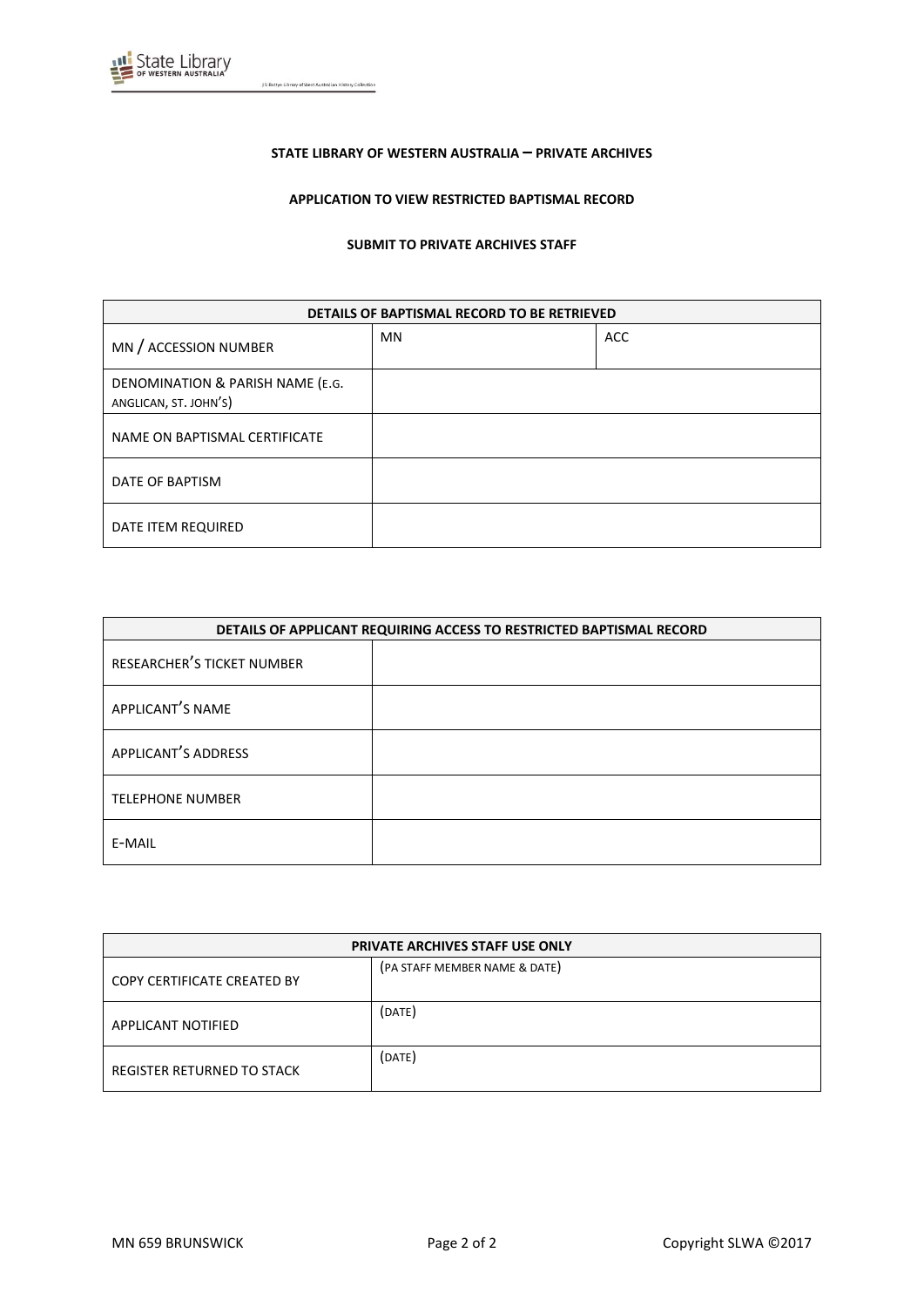**STATE LIBRARY OF WESTERN AUSTRALIA – PRIVATE ARCHIVES**

**APPLICATION TO VIEW RESTRICTED BAPTISMAL RECORD**

**SUBMIT TO PRIVATE ARCHIVES STAFF**

| DETAILS OF BAPTISMAL RECORD TO BE RETRIEVED | | |
|---|---|---|
| MN / ACCESSION NUMBER | MN | ACC |
| DENOMINATION & PARISH NAME (E.G. ANGLICAN, ST. JOHN'S) | | |
| NAME ON BAPTISMAL CERTIFICATE | | |
| DATE OF BAPTISM | | |
| DATE ITEM REQUIRED | | |

| DETAILS OF APPLICANT REQUIRING ACCESS TO RESTRICTED BAPTISMAL RECORD | |
|---|---|
| RESEARCHER'S TICKET NUMBER | |
| APPLICANT'S NAME | |
| APPLICANT'S ADDRESS | |
| TELEPHONE NUMBER | |
| E-MAIL | |

| PRIVATE ARCHIVES STAFF USE ONLY | |
|---|---|
| COPY CERTIFICATE CREATED BY | (PA STAFF MEMBER NAME & DATE) |
| APPLICANT NOTIFIED | (DATE) |
| REGISTER RETURNED TO STACK | (DATE) |